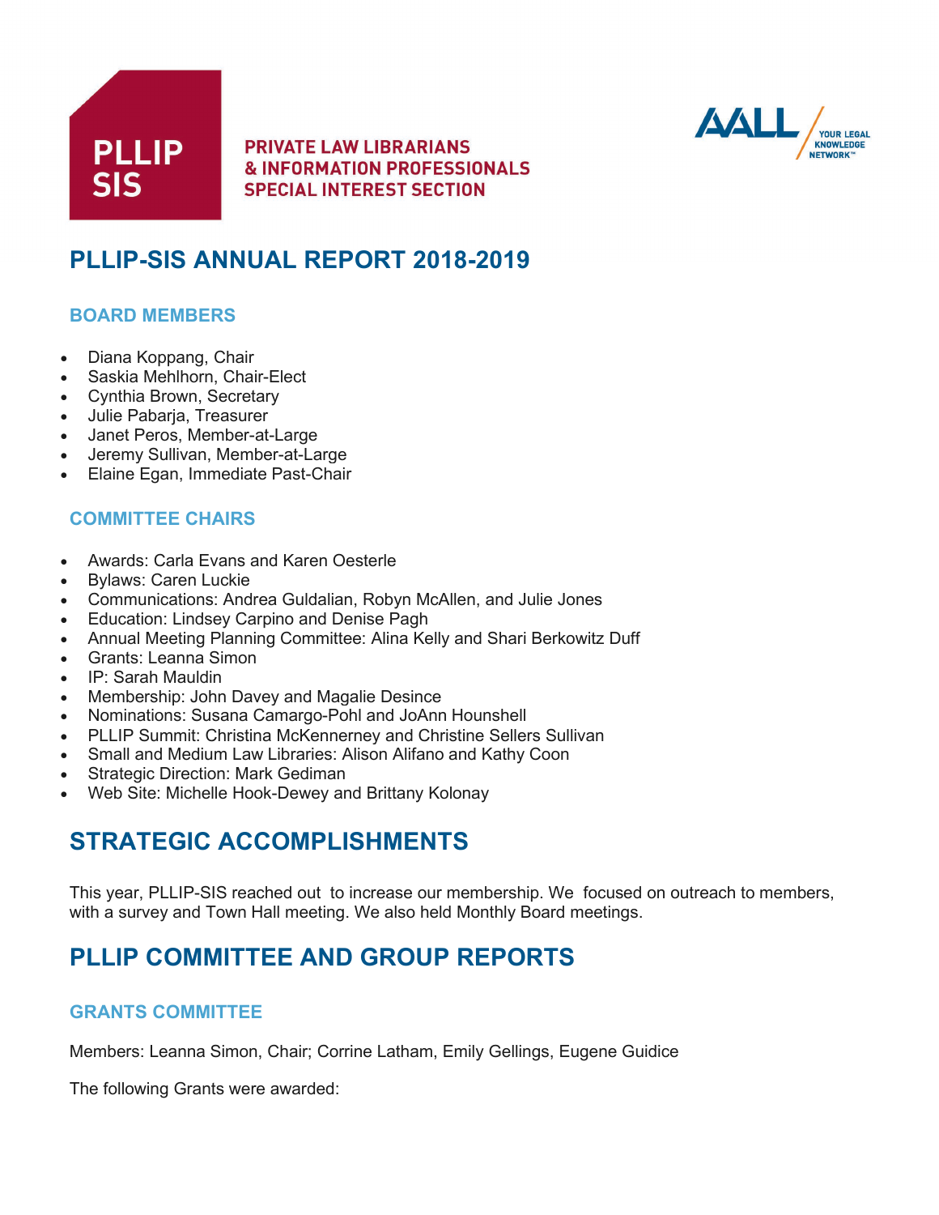PLLIP SIS

PRIVATE LAW LIBRARIANS
& INFORMATION PROFESSIONALS
SPECIAL INTEREST SECTION

AALL YOUR LEGAL KNOWLEDGE NETWORK™

# PLLIP-SIS ANNUAL REPORT 2018-2019

### BOARD MEMBERS

- Diana Koppang, Chair
- Saskia Mehlhorn, Chair-Elect
- Cynthia Brown, Secretary
- Julie Pabarja, Treasurer
- Janet Peros, Member-at-Large
- Jeremy Sullivan, Member-at-Large
- Elaine Egan, Immediate Past-Chair

### COMMITTEE CHAIRS

- Awards: Carla Evans and Karen Oesterle
- Bylaws: Caren Luckie
- Communications: Andrea Guldalian, Robyn McAllen, and Julie Jones
- Education: Lindsey Carpino and Denise Pagh
- Annual Meeting Planning Committee: Alina Kelly and Shari Berkowitz Duff
- Grants: Leanna Simon
- IP: Sarah Mauldin
- Membership: John Davey and Magalie Desince
- Nominations: Susana Camargo-Pohl and JoAnn Hounshell
- PLLIP Summit: Christina McKennerney and Christine Sellers Sullivan
- Small and Medium Law Libraries: Alison Alifano and Kathy Coon
- Strategic Direction: Mark Gediman
- Web Site: Michelle Hook-Dewey and Brittany Kolonay

## STRATEGIC ACCOMPLISHMENTS

This year, PLLIP-SIS reached out to increase our membership. We focused on outreach to members, with a survey and Town Hall meeting. We also held Monthly Board meetings.

## PLLIP COMMITTEE AND GROUP REPORTS

### GRANTS COMMITTEE

Members: Leanna Simon, Chair; Corrine Latham, Emily Gellings, Eugene Guidice

The following Grants were awarded: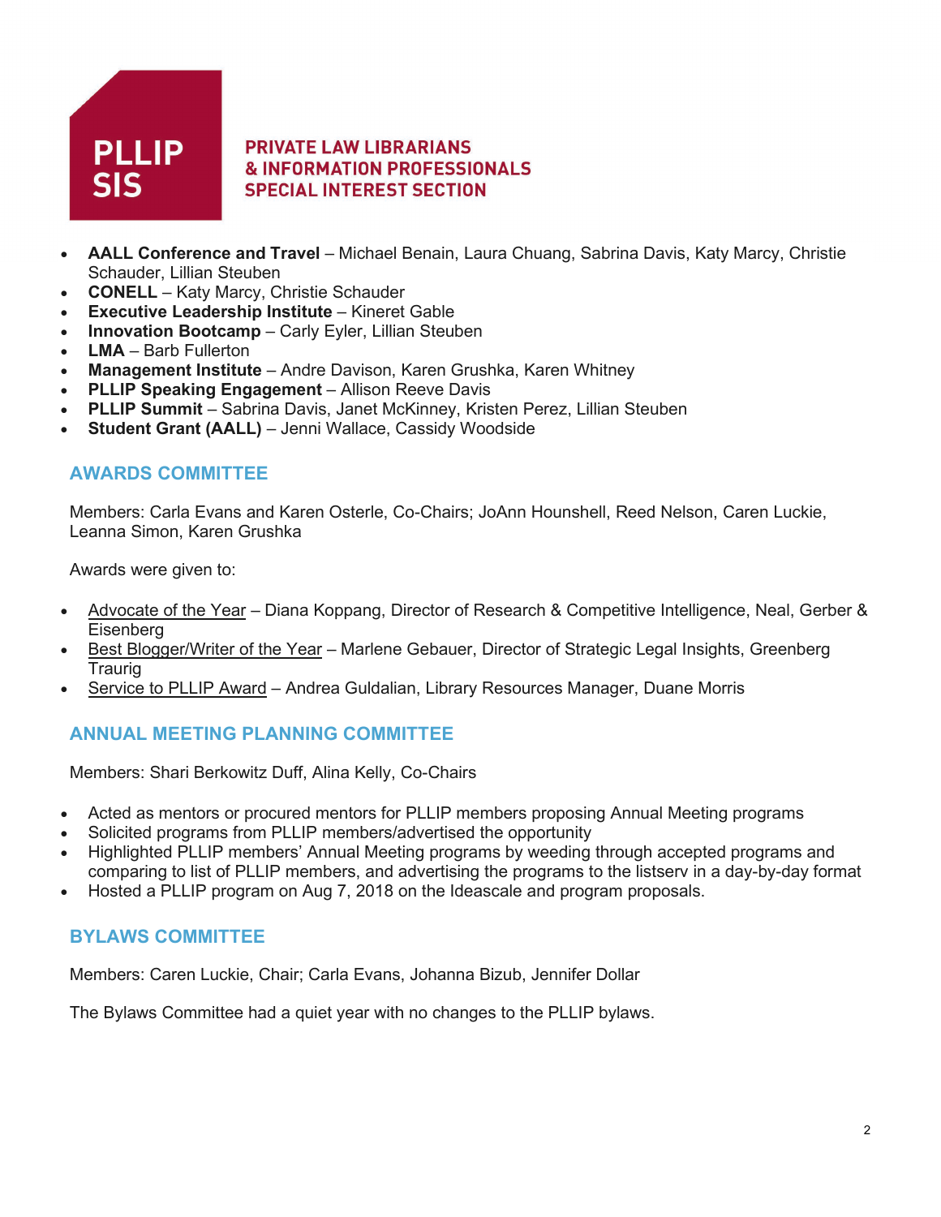- **AALL Conference and Travel** – Michael Benain, Laura Chuang, Sabrina Davis, Katy Marcy, Christie Schauder, Lillian Steuben
- **CONELL** – Katy Marcy, Christie Schauder
- **Executive Leadership Institute** – Kineret Gable
- **Innovation Bootcamp** – Carly Eyler, Lillian Steuben
- **LMA** – Barb Fullerton
- **Management Institute** – Andre Davison, Karen Grushka, Karen Whitney
- **PLLIP Speaking Engagement** – Allison Reeve Davis
- **PLLIP Summit** – Sabrina Davis, Janet McKinney, Kristen Perez, Lillian Steuben
- **Student Grant (AALL)** – Jenni Wallace, Cassidy Woodside

## AWARDS COMMITTEE

Members: Carla Evans and Karen Osterle, Co-Chairs; JoAnn Hounshell, Reed Nelson, Caren Luckie, Leanna Simon, Karen Grushka

Awards were given to:

- Advocate of the Year – Diana Koppang, Director of Research & Competitive Intelligence, Neal, Gerber & Eisenberg
- Best Blogger/Writer of the Year – Marlene Gebauer, Director of Strategic Legal Insights, Greenberg Traurig
- Service to PLLIP Award – Andrea Guldalian, Library Resources Manager, Duane Morris

## ANNUAL MEETING PLANNING COMMITTEE

Members: Shari Berkowitz Duff, Alina Kelly, Co-Chairs

- Acted as mentors or procured mentors for PLLIP members proposing Annual Meeting programs
- Solicited programs from PLLIP members/advertised the opportunity
- Highlighted PLLIP members' Annual Meeting programs by weeding through accepted programs and comparing to list of PLLIP members, and advertising the programs to the listserv in a day-by-day format
- Hosted a PLLIP program on Aug 7, 2018 on the Ideascale and program proposals.

## BYLAWS COMMITTEE

Members: Caren Luckie, Chair; Carla Evans, Johanna Bizub, Jennifer Dollar

The Bylaws Committee had a quiet year with no changes to the PLLIP bylaws.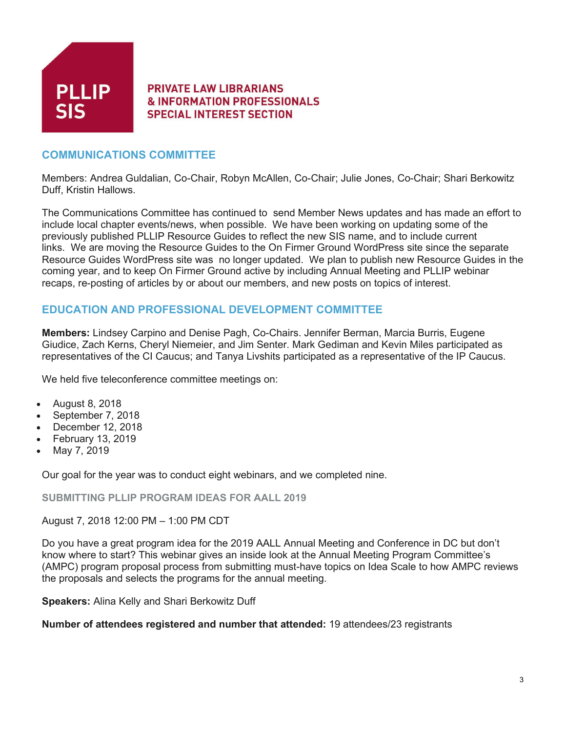PLLIP SIS

**PRIVATE LAW LIBRARIANS & INFORMATION PROFESSIONALS SPECIAL INTEREST SECTION**

## COMMUNICATIONS COMMITTEE

Members: Andrea Guldalian, Co-Chair, Robyn McAllen, Co-Chair; Julie Jones, Co-Chair; Shari Berkowitz Duff, Kristin Hallows.

The Communications Committee has continued to send Member News updates and has made an effort to include local chapter events/news, when possible. We have been working on updating some of the previously published PLLIP Resource Guides to reflect the new SIS name, and to include current links. We are moving the Resource Guides to the On Firmer Ground WordPress site since the separate Resource Guides WordPress site was no longer updated. We plan to publish new Resource Guides in the coming year, and to keep On Firmer Ground active by including Annual Meeting and PLLIP webinar recaps, re-posting of articles by or about our members, and new posts on topics of interest.

## EDUCATION AND PROFESSIONAL DEVELOPMENT COMMITTEE

**Members:** Lindsey Carpino and Denise Pagh, Co-Chairs. Jennifer Berman, Marcia Burris, Eugene Giudice, Zach Kerns, Cheryl Niemeier, and Jim Senter. Mark Gediman and Kevin Miles participated as representatives of the CI Caucus; and Tanya Livshits participated as a representative of the IP Caucus.

We held five teleconference committee meetings on:

- August 8, 2018
- September 7, 2018
- December 12, 2018
- February 13, 2019
- May 7, 2019

Our goal for the year was to conduct eight webinars, and we completed nine.

### SUBMITTING PLLIP PROGRAM IDEAS FOR AALL 2019

August 7, 2018 12:00 PM – 1:00 PM CDT

Do you have a great program idea for the 2019 AALL Annual Meeting and Conference in DC but don't know where to start? This webinar gives an inside look at the Annual Meeting Program Committee's (AMPC) program proposal process from submitting must-have topics on Idea Scale to how AMPC reviews the proposals and selects the programs for the annual meeting.

**Speakers:** Alina Kelly and Shari Berkowitz Duff

**Number of attendees registered and number that attended:** 19 attendees/23 registrants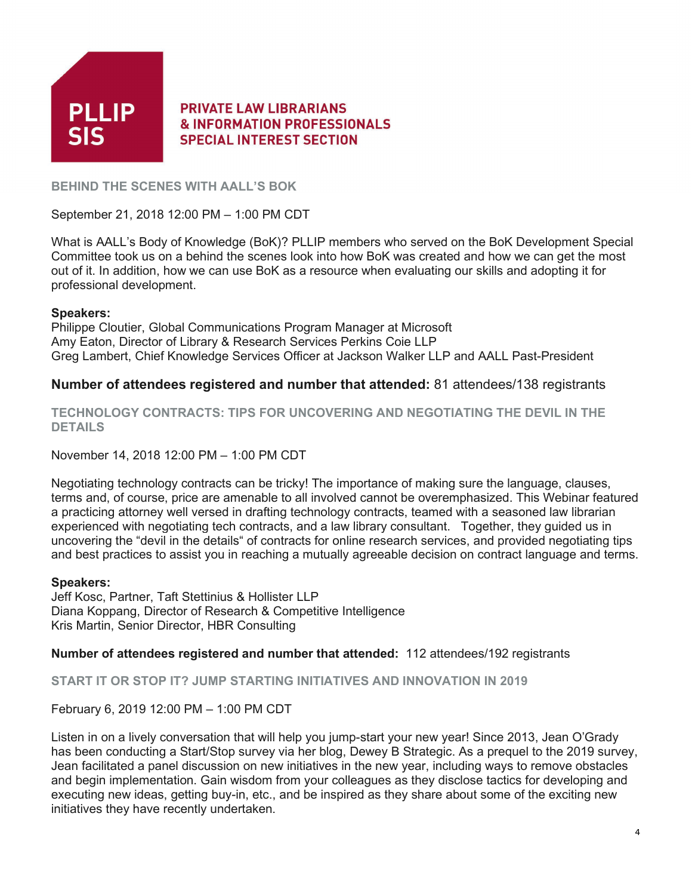**PLLIP SIS**

**PRIVATE LAW LIBRARIANS & INFORMATION PROFESSIONALS SPECIAL INTEREST SECTION**

### BEHIND THE SCENES WITH AALL'S BOK

September 21, 2018 12:00 PM – 1:00 PM CDT

What is AALL's Body of Knowledge (BoK)? PLLIP members who served on the BoK Development Special Committee took us on a behind the scenes look into how BoK was created and how we can get the most out of it. In addition, how we can use BoK as a resource when evaluating our skills and adopting it for professional development.

**Speakers:**
Philippe Cloutier, Global Communications Program Manager at Microsoft
Amy Eaton, Director of Library & Research Services Perkins Coie LLP
Greg Lambert, Chief Knowledge Services Officer at Jackson Walker LLP and AALL Past-President

**Number of attendees registered and number that attended:** 81 attendees/138 registrants

### TECHNOLOGY CONTRACTS: TIPS FOR UNCOVERING AND NEGOTIATING THE DEVIL IN THE DETAILS

November 14, 2018 12:00 PM – 1:00 PM CDT

Negotiating technology contracts can be tricky! The importance of making sure the language, clauses, terms and, of course, price are amenable to all involved cannot be overemphasized. This Webinar featured a practicing attorney well versed in drafting technology contracts, teamed with a seasoned law librarian experienced with negotiating tech contracts, and a law library consultant. Together, they guided us in uncovering the "devil in the details" of contracts for online research services, and provided negotiating tips and best practices to assist you in reaching a mutually agreeable decision on contract language and terms.

**Speakers:**
Jeff Kosc, Partner, Taft Stettinius & Hollister LLP
Diana Koppang, Director of Research & Competitive Intelligence
Kris Martin, Senior Director, HBR Consulting

**Number of attendees registered and number that attended:** 112 attendees/192 registrants

### START IT OR STOP IT? JUMP STARTING INITIATIVES AND INNOVATION IN 2019

February 6, 2019 12:00 PM – 1:00 PM CDT

Listen in on a lively conversation that will help you jump-start your new year! Since 2013, Jean O'Grady has been conducting a Start/Stop survey via her blog, Dewey B Strategic. As a prequel to the 2019 survey, Jean facilitated a panel discussion on new initiatives in the new year, including ways to remove obstacles and begin implementation. Gain wisdom from your colleagues as they disclose tactics for developing and executing new ideas, getting buy-in, etc., and be inspired as they share about some of the exciting new initiatives they have recently undertaken.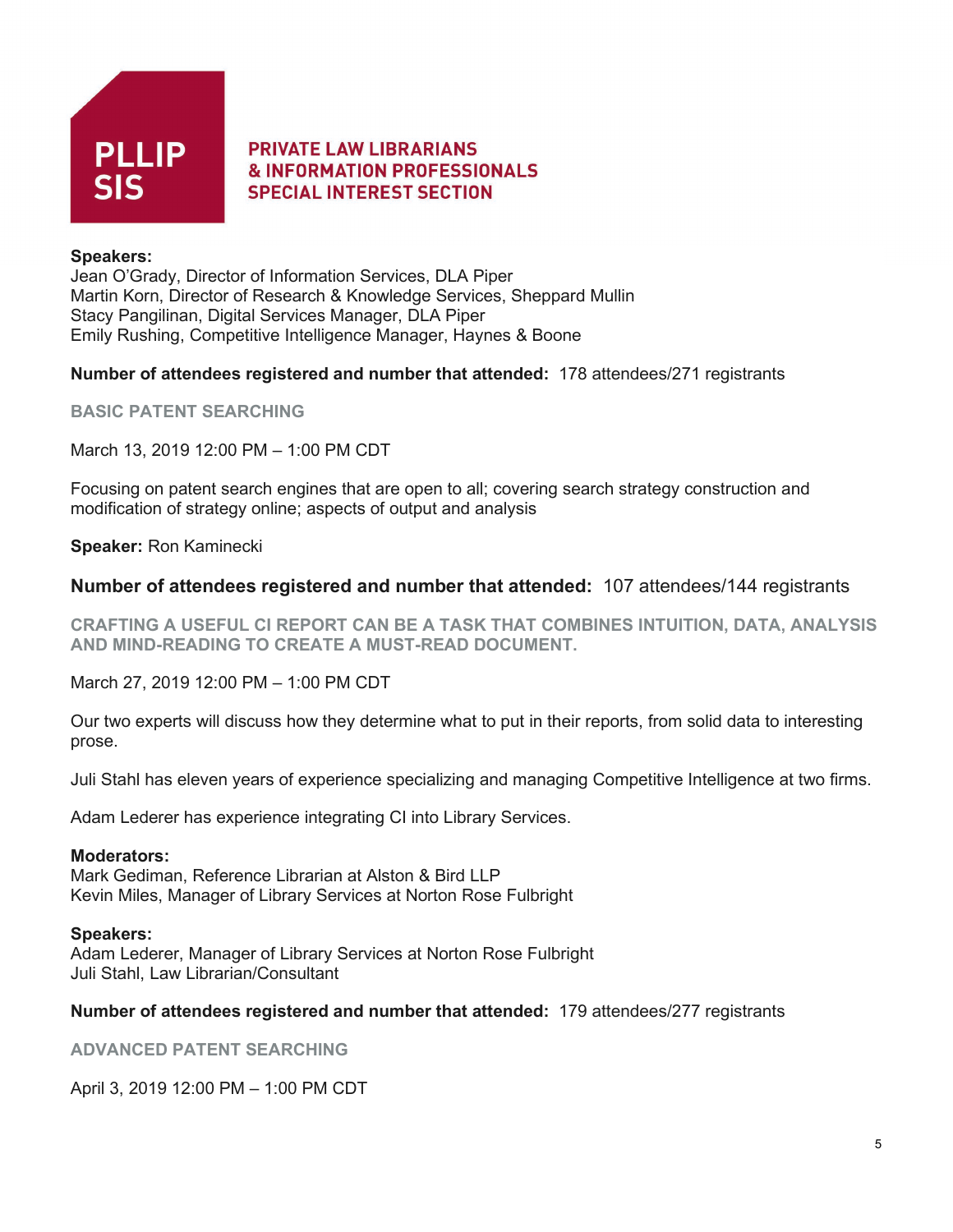**Speakers:**
Jean O'Grady, Director of Information Services, DLA Piper
Martin Korn, Director of Research & Knowledge Services, Sheppard Mullin
Stacy Pangilinan, Digital Services Manager, DLA Piper
Emily Rushing, Competitive Intelligence Manager, Haynes & Boone

**Number of attendees registered and number that attended:** 178 attendees/271 registrants

### BASIC PATENT SEARCHING

March 13, 2019 12:00 PM – 1:00 PM CDT

Focusing on patent search engines that are open to all; covering search strategy construction and modification of strategy online; aspects of output and analysis

**Speaker:** Ron Kaminecki

**Number of attendees registered and number that attended:** 107 attendees/144 registrants

### CRAFTING A USEFUL CI REPORT CAN BE A TASK THAT COMBINES INTUITION, DATA, ANALYSIS AND MIND-READING TO CREATE A MUST-READ DOCUMENT.

March 27, 2019 12:00 PM – 1:00 PM CDT

Our two experts will discuss how they determine what to put in their reports, from solid data to interesting prose.

Juli Stahl has eleven years of experience specializing and managing Competitive Intelligence at two firms.

Adam Lederer has experience integrating CI into Library Services.

**Moderators:**
Mark Gediman, Reference Librarian at Alston & Bird LLP
Kevin Miles, Manager of Library Services at Norton Rose Fulbright

**Speakers:**
Adam Lederer, Manager of Library Services at Norton Rose Fulbright
Juli Stahl, Law Librarian/Consultant

**Number of attendees registered and number that attended:** 179 attendees/277 registrants

### ADVANCED PATENT SEARCHING

April 3, 2019 12:00 PM – 1:00 PM CDT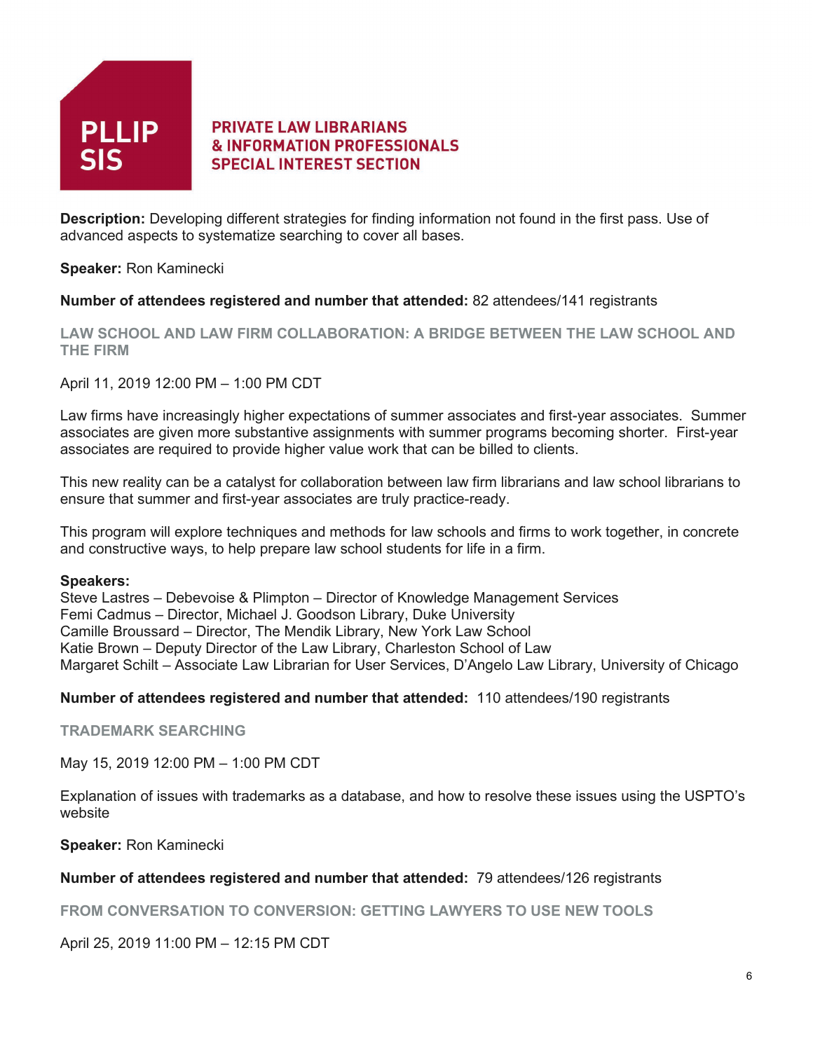**Description:** Developing different strategies for finding information not found in the first pass. Use of advanced aspects to systematize searching to cover all bases.

**Speaker:** Ron Kaminecki

**Number of attendees registered and number that attended:** 82 attendees/141 registrants

### LAW SCHOOL AND LAW FIRM COLLABORATION: A BRIDGE BETWEEN THE LAW SCHOOL AND THE FIRM

April 11, 2019 12:00 PM – 1:00 PM CDT

Law firms have increasingly higher expectations of summer associates and first-year associates. Summer associates are given more substantive assignments with summer programs becoming shorter. First-year associates are required to provide higher value work that can be billed to clients.

This new reality can be a catalyst for collaboration between law firm librarians and law school librarians to ensure that summer and first-year associates are truly practice-ready.

This program will explore techniques and methods for law schools and firms to work together, in concrete and constructive ways, to help prepare law school students for life in a firm.

**Speakers:**
Steve Lastres – Debevoise & Plimpton – Director of Knowledge Management Services
Femi Cadmus – Director, Michael J. Goodson Library, Duke University
Camille Broussard – Director, The Mendik Library, New York Law School
Katie Brown – Deputy Director of the Law Library, Charleston School of Law
Margaret Schilt – Associate Law Librarian for User Services, D'Angelo Law Library, University of Chicago

**Number of attendees registered and number that attended:** 110 attendees/190 registrants

### TRADEMARK SEARCHING

May 15, 2019 12:00 PM – 1:00 PM CDT

Explanation of issues with trademarks as a database, and how to resolve these issues using the USPTO's website

**Speaker:** Ron Kaminecki

**Number of attendees registered and number that attended:** 79 attendees/126 registrants

### FROM CONVERSATION TO CONVERSION: GETTING LAWYERS TO USE NEW TOOLS

April 25, 2019 11:00 PM – 12:15 PM CDT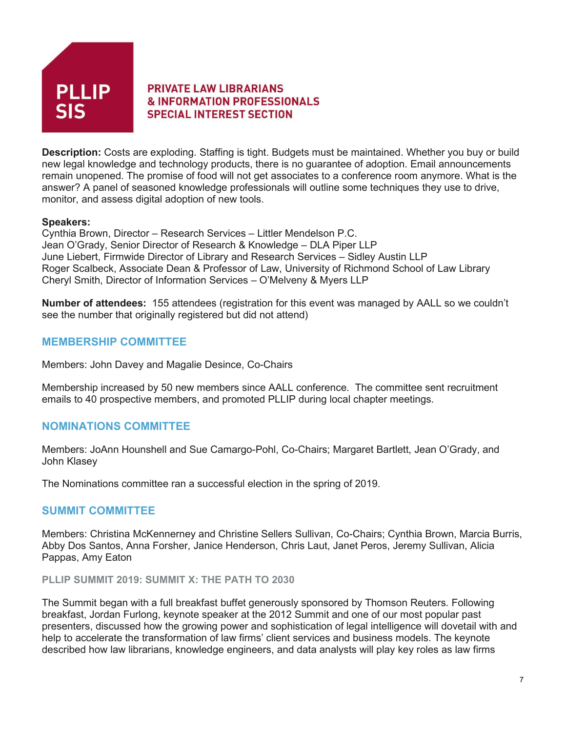**PLLIP SIS**

**PRIVATE LAW LIBRARIANS & INFORMATION PROFESSIONALS SPECIAL INTEREST SECTION**

**Description:** Costs are exploding. Staffing is tight. Budgets must be maintained. Whether you buy or build new legal knowledge and technology products, there is no guarantee of adoption. Email announcements remain unopened. The promise of food will not get associates to a conference room anymore. What is the answer? A panel of seasoned knowledge professionals will outline some techniques they use to drive, monitor, and assess digital adoption of new tools.

**Speakers:**
Cynthia Brown, Director – Research Services – Littler Mendelson P.C.
Jean O'Grady, Senior Director of Research & Knowledge – DLA Piper LLP
June Liebert, Firmwide Director of Library and Research Services – Sidley Austin LLP
Roger Scalbeck, Associate Dean & Professor of Law, University of Richmond School of Law Library
Cheryl Smith, Director of Information Services – O'Melveny & Myers LLP

**Number of attendees:** 155 attendees (registration for this event was managed by AALL so we couldn't see the number that originally registered but did not attend)

## MEMBERSHIP COMMITTEE

Members: John Davey and Magalie Desince, Co-Chairs

Membership increased by 50 new members since AALL conference. The committee sent recruitment emails to 40 prospective members, and promoted PLLIP during local chapter meetings.

## NOMINATIONS COMMITTEE

Members: JoAnn Hounshell and Sue Camargo-Pohl, Co-Chairs; Margaret Bartlett, Jean O'Grady, and John Klasey

The Nominations committee ran a successful election in the spring of 2019.

## SUMMIT COMMITTEE

Members: Christina McKennerney and Christine Sellers Sullivan, Co-Chairs; Cynthia Brown, Marcia Burris, Abby Dos Santos, Anna Forsher, Janice Henderson, Chris Laut, Janet Peros, Jeremy Sullivan, Alicia Pappas, Amy Eaton

### PLLIP SUMMIT 2019: SUMMIT X: THE PATH TO 2030

The Summit began with a full breakfast buffet generously sponsored by Thomson Reuters. Following breakfast, Jordan Furlong, keynote speaker at the 2012 Summit and one of our most popular past presenters, discussed how the growing power and sophistication of legal intelligence will dovetail with and help to accelerate the transformation of law firms' client services and business models. The keynote described how law librarians, knowledge engineers, and data analysts will play key roles as law firms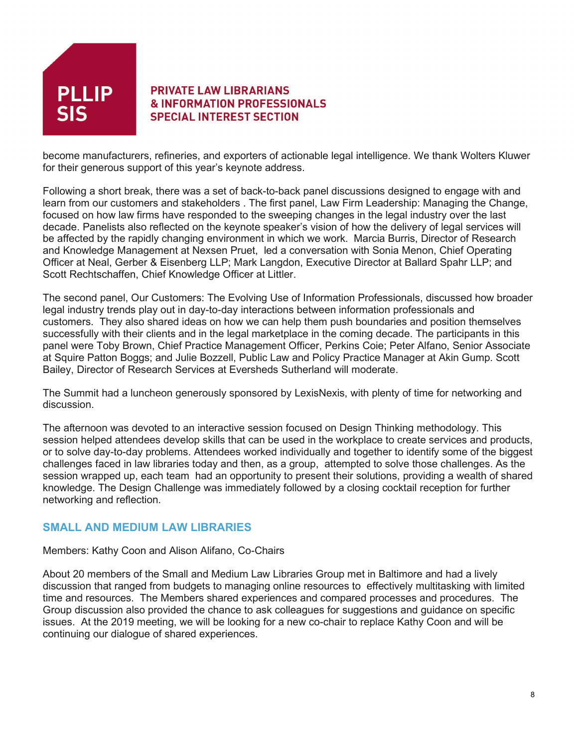become manufacturers, refineries, and exporters of actionable legal intelligence. We thank Wolters Kluwer for their generous support of this year's keynote address.

Following a short break, there was a set of back-to-back panel discussions designed to engage with and learn from our customers and stakeholders . The first panel, Law Firm Leadership: Managing the Change, focused on how law firms have responded to the sweeping changes in the legal industry over the last decade. Panelists also reflected on the keynote speaker's vision of how the delivery of legal services will be affected by the rapidly changing environment in which we work. Marcia Burris, Director of Research and Knowledge Management at Nexsen Pruet, led a conversation with Sonia Menon, Chief Operating Officer at Neal, Gerber & Eisenberg LLP; Mark Langdon, Executive Director at Ballard Spahr LLP; and Scott Rechtschaffen, Chief Knowledge Officer at Littler.

The second panel, Our Customers: The Evolving Use of Information Professionals, discussed how broader legal industry trends play out in day-to-day interactions between information professionals and customers. They also shared ideas on how we can help them push boundaries and position themselves successfully with their clients and in the legal marketplace in the coming decade. The participants in this panel were Toby Brown, Chief Practice Management Officer, Perkins Coie; Peter Alfano, Senior Associate at Squire Patton Boggs; and Julie Bozzell, Public Law and Policy Practice Manager at Akin Gump. Scott Bailey, Director of Research Services at Eversheds Sutherland will moderate.

The Summit had a luncheon generously sponsored by LexisNexis, with plenty of time for networking and discussion.

The afternoon was devoted to an interactive session focused on Design Thinking methodology. This session helped attendees develop skills that can be used in the workplace to create services and products, or to solve day-to-day problems. Attendees worked individually and together to identify some of the biggest challenges faced in law libraries today and then, as a group, attempted to solve those challenges. As the session wrapped up, each team had an opportunity to present their solutions, providing a wealth of shared knowledge. The Design Challenge was immediately followed by a closing cocktail reception for further networking and reflection.

## SMALL AND MEDIUM LAW LIBRARIES

Members: Kathy Coon and Alison Alifano, Co-Chairs

About 20 members of the Small and Medium Law Libraries Group met in Baltimore and had a lively discussion that ranged from budgets to managing online resources to effectively multitasking with limited time and resources. The Members shared experiences and compared processes and procedures. The Group discussion also provided the chance to ask colleagues for suggestions and guidance on specific issues. At the 2019 meeting, we will be looking for a new co-chair to replace Kathy Coon and will be continuing our dialogue of shared experiences.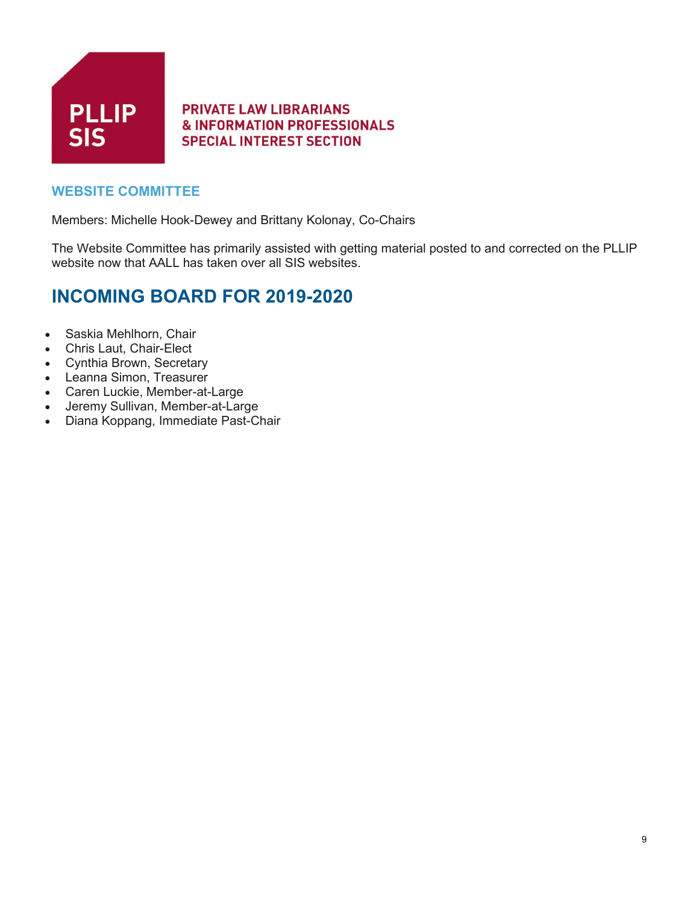PLLIP SIS

PRIVATE LAW LIBRARIANS & INFORMATION PROFESSIONALS SPECIAL INTEREST SECTION

### WEBSITE COMMITTEE

Members: Michelle Hook-Dewey and Brittany Kolonay, Co-Chairs

The Website Committee has primarily assisted with getting material posted to and corrected on the PLLIP website now that AALL has taken over all SIS websites.

## INCOMING BOARD FOR 2019-2020

- Saskia Mehlhorn, Chair
- Chris Laut, Chair-Elect
- Cynthia Brown, Secretary
- Leanna Simon, Treasurer
- Caren Luckie, Member-at-Large
- Jeremy Sullivan, Member-at-Large
- Diana Koppang, Immediate Past-Chair